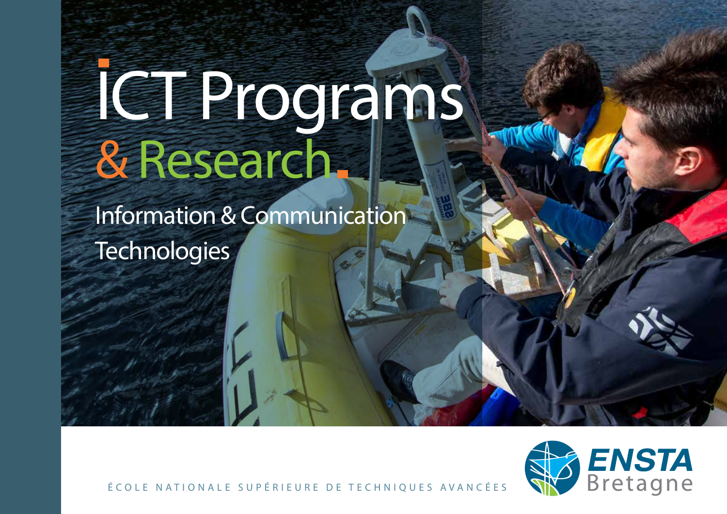# ICT Programs & Research.

Information & Communication Technologies

ÉCOLE NATIONALE SUPÉRIEURE DE TECHNIQUES AVANCÉES

ENSTA Bretagne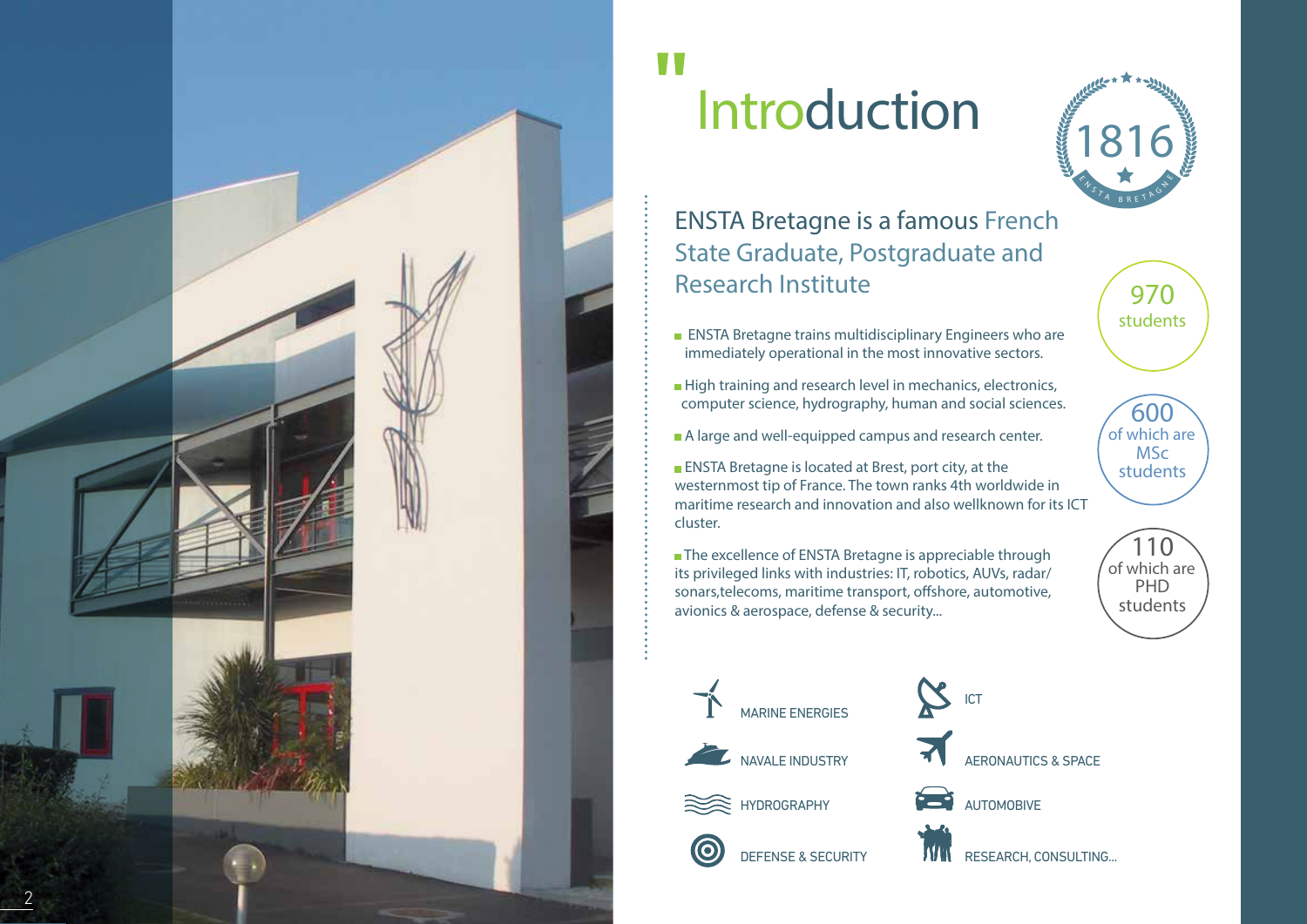# Introduction

1816

ENSTA BRETAGNE

## ENSTA Bretagne is a famous French State Graduate, Postgraduate and Research Institute

- ENSTA Bretagne trains multidisciplinary Engineers who are immediately operational in the most innovative sectors.
- High training and research level in mechanics, electronics, computer science, hydrography, human and social sciences.
- A large and well-equipped campus and research center.
- ENSTA Bretagne is located at Brest, port city, at the westernmost tip of France. The town ranks 4th worldwide in maritime research and innovation and also wellknown for its ICT cluster.
- The excellence of ENSTA Bretagne is appreciable through its privileged links with industries: IT, robotics, AUVs, radar/sonars,telecoms, maritime transport, offshore, automotive, avionics & aerospace, defense & security...

970 students

600 of which are MSc students

110 of which are PHD students

MARINE ENERGIES

NAVALE INDUSTRY

HYDROGRAPHY

DEFENSE & SECURITY

ICT

AERONAUTICS & SPACE

AUTOMOBIVE

RESEARCH, CONSULTING...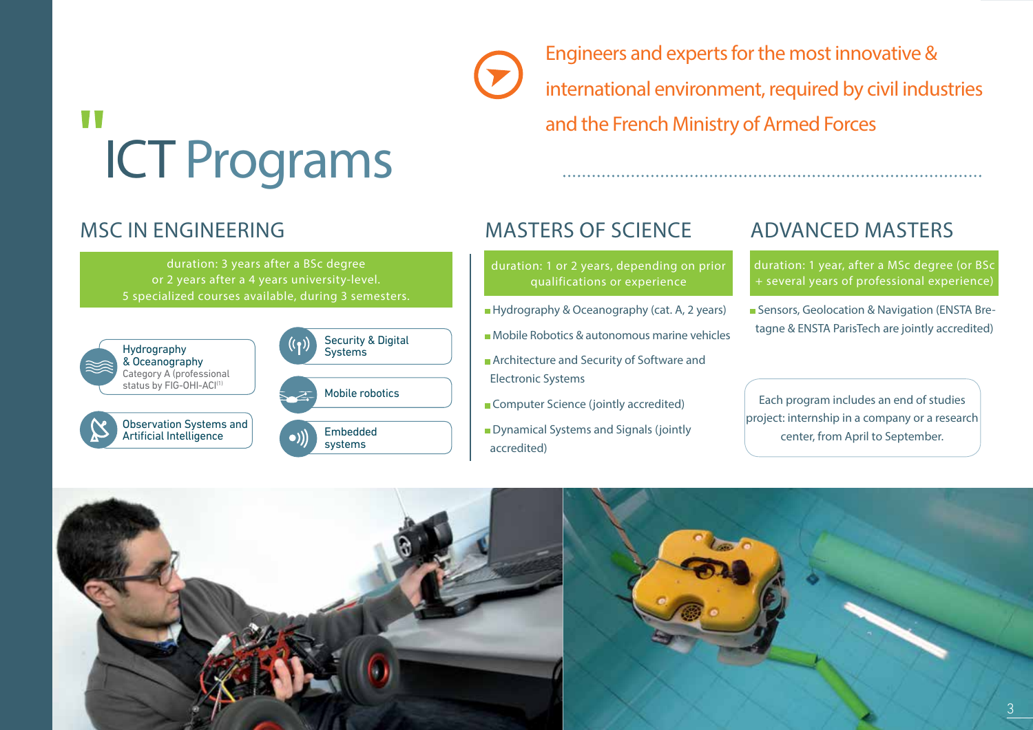# ICT Programs

Engineers and experts for the most innovative & international environment, required by civil industries and the French Ministry of Armed Forces

## MSC IN ENGINEERING

duration: 3 years after a BSc degree
or 2 years after a 4 years university-level.
5 specialized courses available, during 3 semesters.

- Hydrography & Oceanography
  Category A (professional status by FIG-OHI-ACI[1])
- Observation Systems and Artificial Intelligence
- Security & Digital Systems
- Mobile robotics
- Embedded systems

## MASTERS OF SCIENCE

duration: 1 or 2 years, depending on prior qualifications or experience

- Hydrography & Oceanography (cat. A, 2 years)
- Mobile Robotics & autonomous marine vehicles
- Architecture and Security of Software and Electronic Systems
- Computer Science (jointly accredited)
- Dynamical Systems and Signals (jointly accredited)

## ADVANCED MASTERS

duration: 1 year, after a MSc degree (or BSc + several years of professional experience)

- Sensors, Geolocation & Navigation (ENSTA Bretagne & ENSTA ParisTech are jointly accredited)

Each program includes an end of studies project: internship in a company or a research center, from April to September.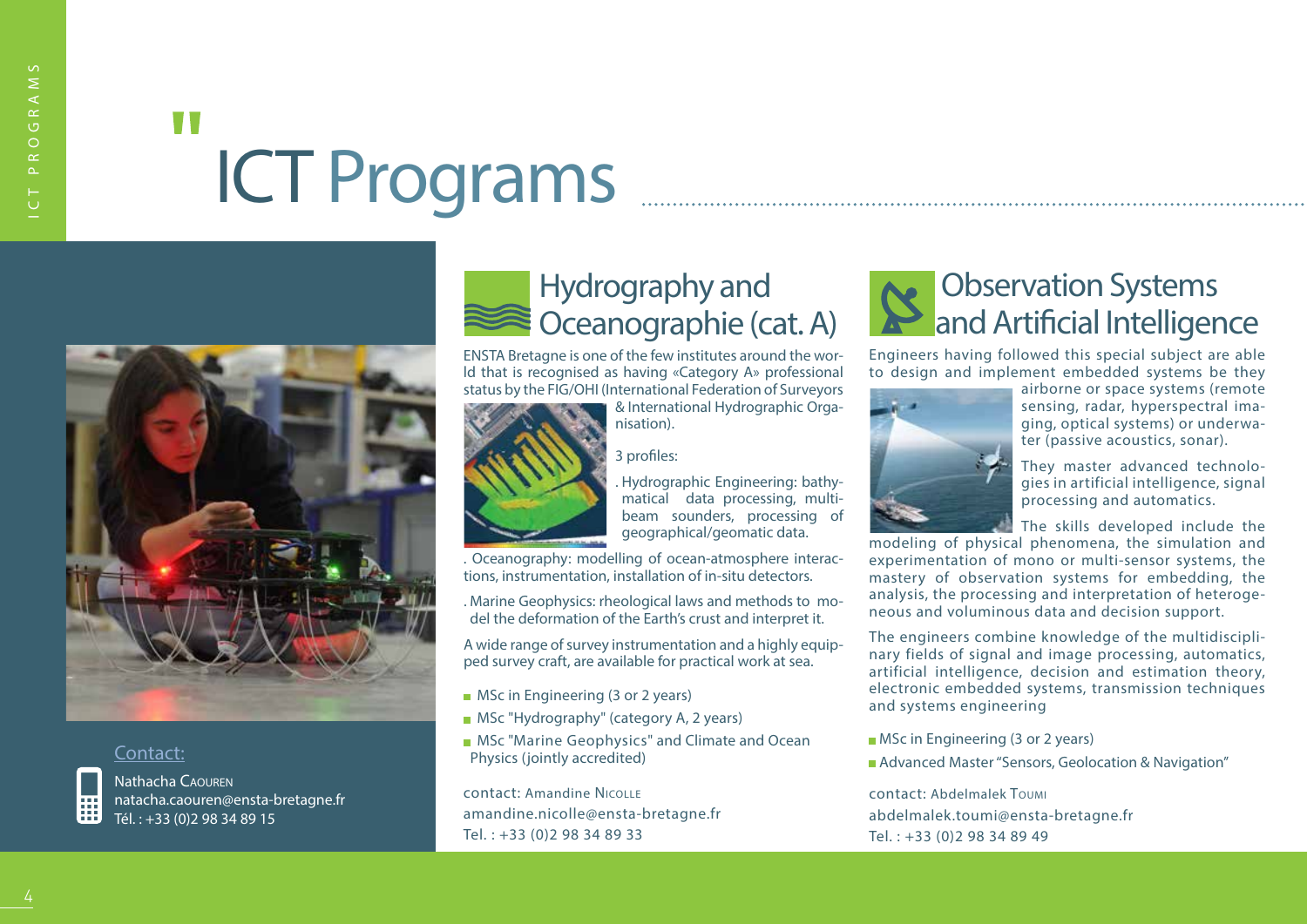# ICT Programs

**Contact:**

Nathacha Caouren
natacha.caouren@ensta-bretagne.fr
Tél. : +33 (0)2 98 34 89 15

## Hydrography and Oceanographie (cat. A)

ENSTA Bretagne is one of the few institutes around the world that is recognised as having «Category A» professional status by the FIG/OHI (International Federation of Surveyors & International Hydrographic Organisation).

3 profiles:

. Hydrographic Engineering: bathymatical data processing, multi-beam sounders, processing of geographical/geomatic data.

. Oceanography: modelling of ocean-atmosphere interactions, instrumentation, installation of in-situ detectors.

. Marine Geophysics: rheological laws and methods to model the deformation of the Earth's crust and interpret it.

A wide range of survey instrumentation and a highly equipped survey craft, are available for practical work at sea.

- MSc in Engineering (3 or 2 years)
- MSc "Hydrography" (category A, 2 years)
- MSc "Marine Geophysics" and Climate and Ocean Physics (jointly accredited)

contact: Amandine Nicolle
amandine.nicolle@ensta-bretagne.fr
Tel. : +33 (0)2 98 34 89 33

## Observation Systems and Artificial Intelligence

Engineers having followed this special subject are able to design and implement embedded systems be they airborne or space systems (remote sensing, radar, hyperspectral imaging, optical systems) or underwater (passive acoustics, sonar).

They master advanced technologies in artificial intelligence, signal processing and automatics.

The skills developed include the modeling of physical phenomena, the simulation and experimentation of mono or multi-sensor systems, the mastery of observation systems for embedding, the analysis, the processing and interpretation of heterogeneous and voluminous data and decision support.

The engineers combine knowledge of the multidisciplinary fields of signal and image processing, automatics, artificial intelligence, decision and estimation theory, electronic embedded systems, transmission techniques and systems engineering

- MSc in Engineering (3 or 2 years)
- Advanced Master "Sensors, Geolocation & Navigation"

contact: Abdelmalek Toumi
abdelmalek.toumi@ensta-bretagne.fr
Tel. : +33 (0)2 98 34 89 49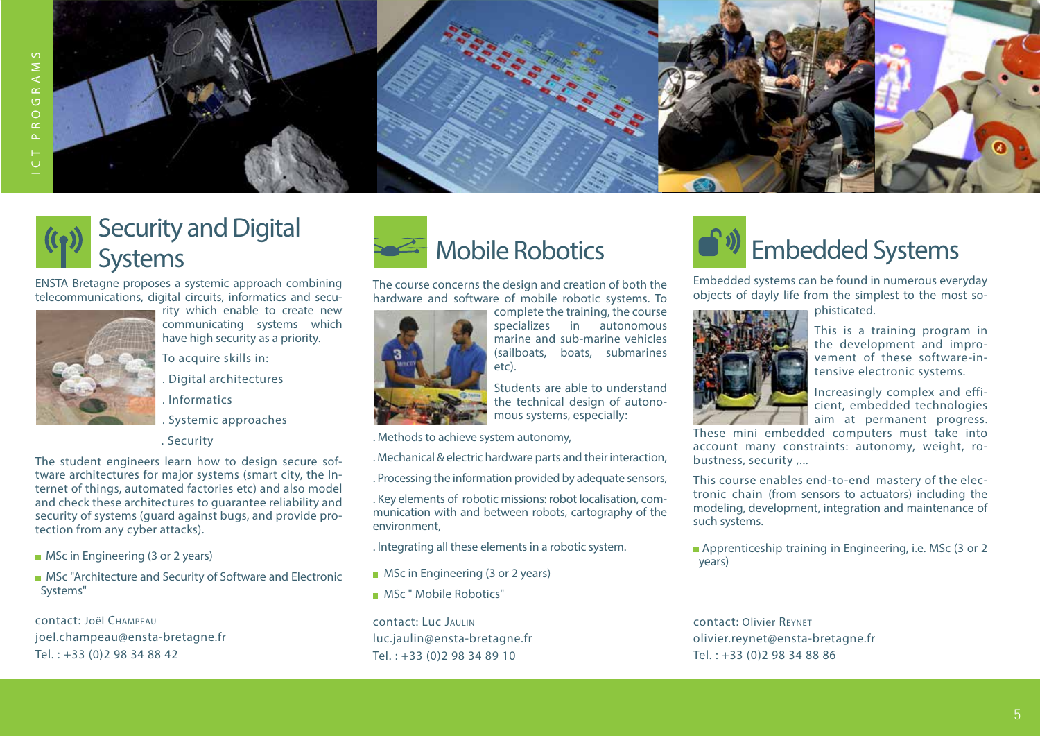## Security and Digital Systems

ENSTA Bretagne proposes a systemic approach combining telecommunications, digital circuits, informatics and security which enable to create new communicating systems which have high security as a priority.

To acquire skills in:

. Digital architectures

. Informatics

. Systemic approaches

. Security

The student engineers learn how to design secure software architectures for major systems (smart city, the Internet of things, automated factories etc) and also model and check these architectures to guarantee reliability and security of systems (guard against bugs, and provide protection from any cyber attacks).

- MSc in Engineering (3 or 2 years)
- MSc "Architecture and Security of Software and Electronic Systems"

contact: Joël Champeau
joel.champeau@ensta-bretagne.fr
Tel. : +33 (0)2 98 34 88 42

## Mobile Robotics

The course concerns the design and creation of both the hardware and software of mobile robotic systems. To complete the training, the course specializes in autonomous marine and sub-marine vehicles (sailboats, boats, submarines etc).

Students are able to understand the technical design of autonomous systems, especially:

. Methods to achieve system autonomy,

. Mechanical & electric hardware parts and their interaction,

. Processing the information provided by adequate sensors,

. Key elements of robotic missions: robot localisation, communication with and between robots, cartography of the environment,

. Integrating all these elements in a robotic system.

- MSc in Engineering (3 or 2 years)
- MSc " Mobile Robotics"

contact: Luc Jaulin
luc.jaulin@ensta-bretagne.fr
Tel. : +33 (0)2 98 34 89 10

## Embedded Systems

Embedded systems can be found in numerous everyday objects of dayly life from the simplest to the most sophisticated.

This is a training program in the development and improvement of these software-intensive electronic systems.

Increasingly complex and efficient, embedded technologies aim at permanent progress. These mini embedded computers must take into account many constraints: autonomy, weight, robustness, security ,...

This course enables end-to-end mastery of the electronic chain (from sensors to actuators) including the modeling, development, integration and maintenance of such systems.

- Apprenticeship training in Engineering, i.e. MSc (3 or 2 years)

contact: Olivier Reynet
olivier.reynet@ensta-bretagne.fr
Tel. : +33 (0)2 98 34 88 86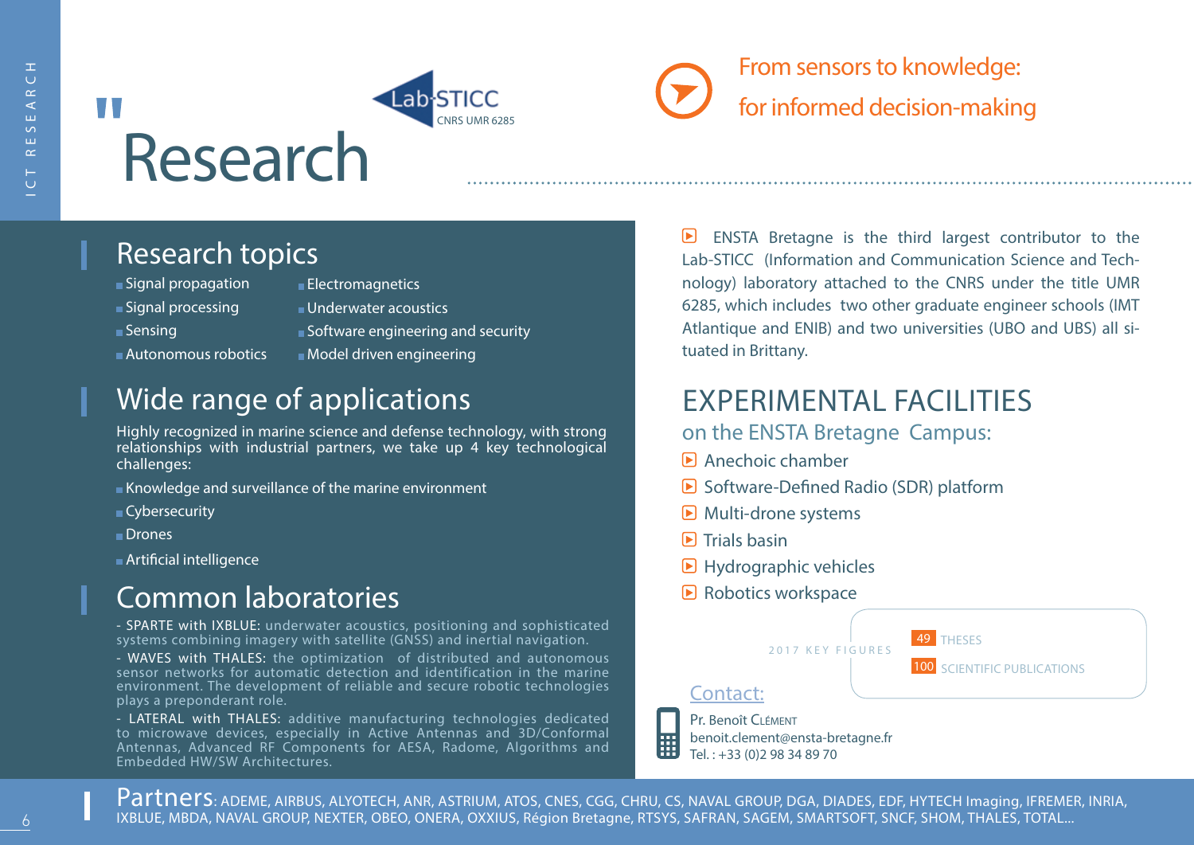# Research

Lab-STICC
CNRS UMR 6285

From sensors to knowledge:
for informed decision-making

## Research topics

- Signal propagation
- Signal processing
- Sensing
- Autonomous robotics
- Electromagnetics
- Underwater acoustics
- Software engineering and security
- Model driven engineering

## Wide range of applications

Highly recognized in marine science and defense technology, with strong relationships with industrial partners, we take up 4 key technological challenges:

- Knowledge and surveillance of the marine environment
- Cybersecurity
- Drones
- Artificial intelligence

## Common laboratories

- SPARTE with IXBLUE: underwater acoustics, positioning and sophisticated systems combining imagery with satellite (GNSS) and inertial navigation.
- WAVES with THALES: the optimization of distributed and autonomous sensor networks for automatic detection and identification in the marine environment. The development of reliable and secure robotic technologies plays a preponderant role.
- LATERAL with THALES: additive manufacturing technologies dedicated to microwave devices, especially in Active Antennas and 3D/Conformal Antennas, Advanced RF Components for AESA, Radome, Algorithms and Embedded HW/SW Architectures.

ENSTA Bretagne is the third largest contributor to the Lab-STICC (Information and Communication Science and Technology) laboratory attached to the CNRS under the title UMR 6285, which includes two other graduate engineer schools (IMT Atlantique and ENIB) and two universities (UBO and UBS) all situated in Brittany.

## EXPERIMENTAL FACILITIES

### on the ENSTA Bretagne Campus:

- Anechoic chamber
- Software-Defined Radio (SDR) platform
- Multi-drone systems
- Trials basin
- Hydrographic vehicles
- Robotics workspace

2017 KEY FIGURES

- 49 THESES
- 100 SCIENTIFIC PUBLICATIONS

**Contact:**

Pr. Benoît Clément
benoit.clement@ensta-bretagne.fr
Tel. : +33 (0)2 98 34 89 70

**Partners**: ADEME, AIRBUS, ALYOTECH, ANR, ASTRIUM, ATOS, CNES, CGG, CHRU, CS, NAVAL GROUP, DGA, DIADES, EDF, HYTECH Imaging, IFREMER, INRIA, IXBLUE, MBDA, NAVAL GROUP, NEXTER, OBEO, ONERA, OXXIUS, Région Bretagne, RTSYS, SAFRAN, SAGEM, SMARTSOFT, SNCF, SHOM, THALES, TOTAL...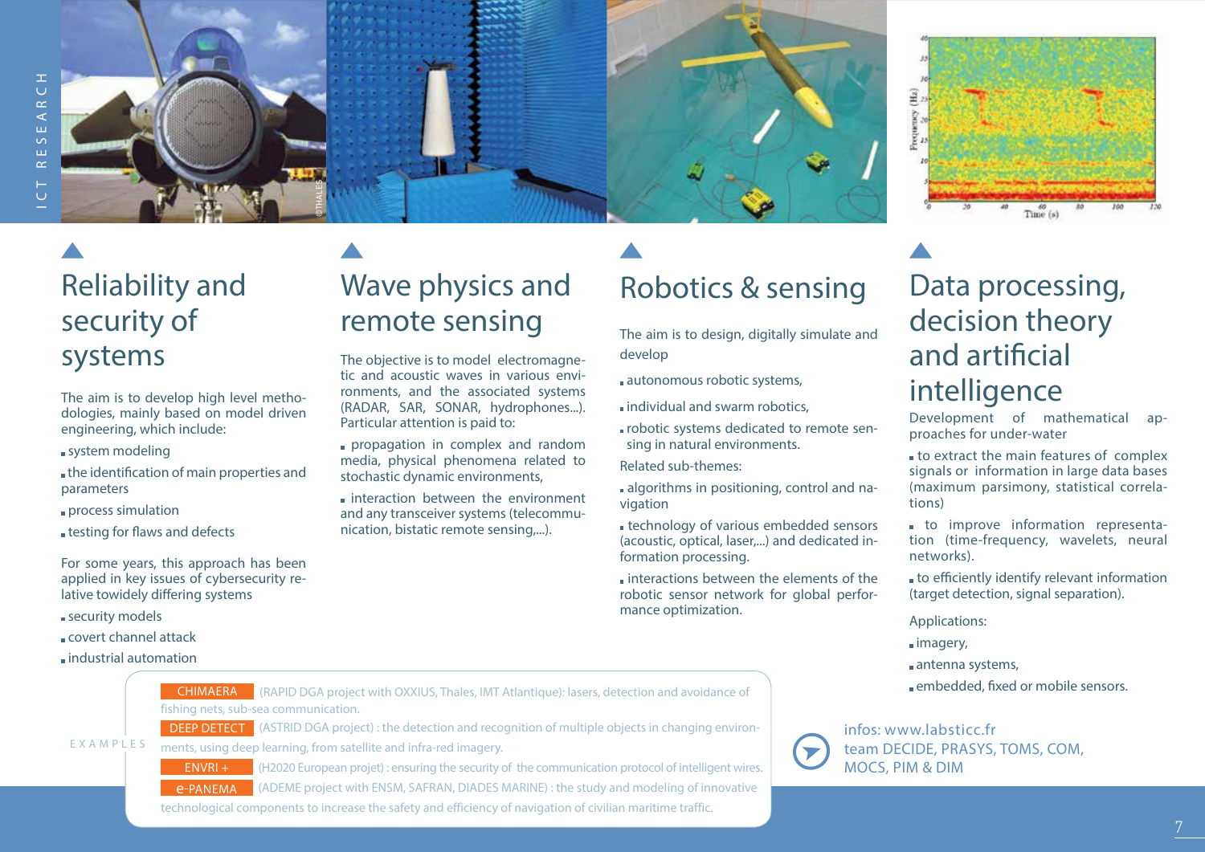## Reliability and security of systems

The aim is to develop high level methodologies, mainly based on model driven engineering, which include:

- system modeling
- the identification of main properties and parameters
- process simulation
- testing for flaws and defects

For some years, this approach has been applied in key issues of cybersecurity relative towidely differing systems

- security models
- covert channel attack
- industrial automation

## Wave physics and remote sensing

The objective is to model electromagnetic and acoustic waves in various environments, and the associated systems (RADAR, SAR, SONAR, hydrophones...). Particular attention is paid to:

- propagation in complex and random media, physical phenomena related to stochastic dynamic environments,
- interaction between the environment and any transceiver systems (telecommunication, bistatic remote sensing,...).

## Robotics & sensing

The aim is to design, digitally simulate and develop

- autonomous robotic systems,
- individual and swarm robotics,
- robotic systems dedicated to remote sensing in natural environments.

Related sub-themes:

- algorithms in positioning, control and navigation
- technology of various embedded sensors (acoustic, optical, laser,...) and dedicated information processing.
- interactions between the elements of the robotic sensor network for global performance optimization.

## Data processing, decision theory and artificial intelligence

Development of mathematical approaches for under-water

- to extract the main features of complex signals or information in large data bases (maximum parsimony, statistical correlations)
- to improve information representation (time-frequency, wavelets, neural networks).
- to efficiently identify relevant information (target detection, signal separation).

Applications:

- imagery,
- antenna systems,
- embedded, fixed or mobile sensors.

EXAMPLES

**CHIMAERA** (RAPID DGA project with OXXIUS, Thales, IMT Atlantique): lasers, detection and avoidance of fishing nets, sub-sea communication.

**DEEP DETECT** (ASTRID DGA project) : the detection and recognition of multiple objects in changing environments, using deep learning, from satellite and infra-red imagery.

**ENVRI +** (H2020 European projet) : ensuring the security of the communication protocol of intelligent wires.

**e-PANEMA** (ADEME project with ENSM, SAFRAN, DIADES MARINE) : the study and modeling of innovative technological components to increase the safety and efficiency of navigation of civilian maritime traffic.

infos: www.labsticc.fr
team DECIDE, PRASYS, TOMS, COM, MOCS, PIM & DIM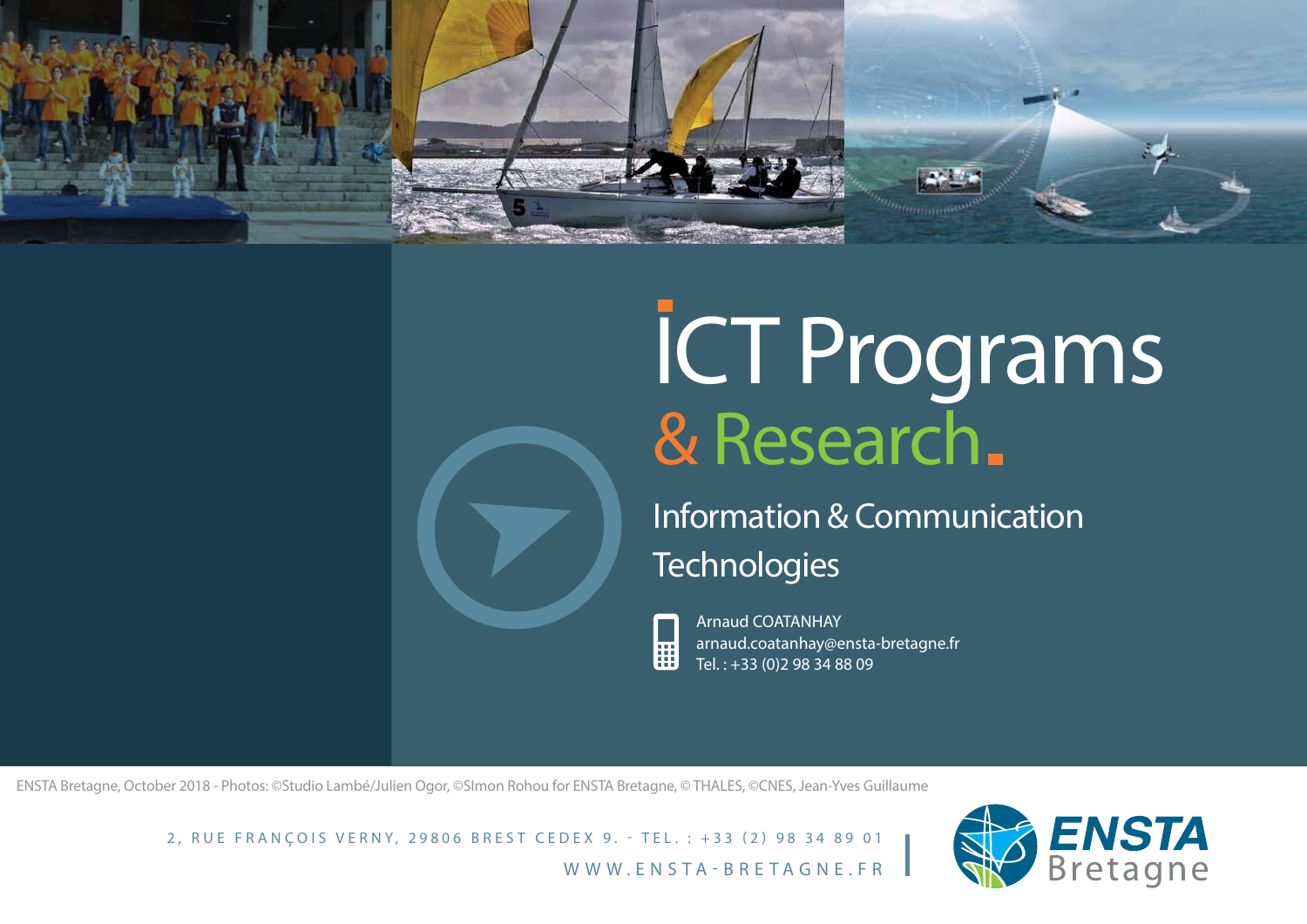# ICT Programs & Research.

## Information & Communication Technologies

Arnaud COATANHAY
arnaud.coatanhay@ensta-bretagne.fr
Tel. : +33 (0)2 98 34 88 09

ENSTA Bretagne, October 2018 - Photos: ©Studio Lambé/Julien Ogor, ©SImon Rohou for ENSTA Bretagne, © THALES, ©CNES, Jean-Yves Guillaume

2, RUE FRANÇOIS VERNY, 29806 BREST CEDEX 9. - TEL. : +33 (2) 98 34 89 01

WWW.ENSTA-BRETAGNE.FR

ENSTA Bretagne